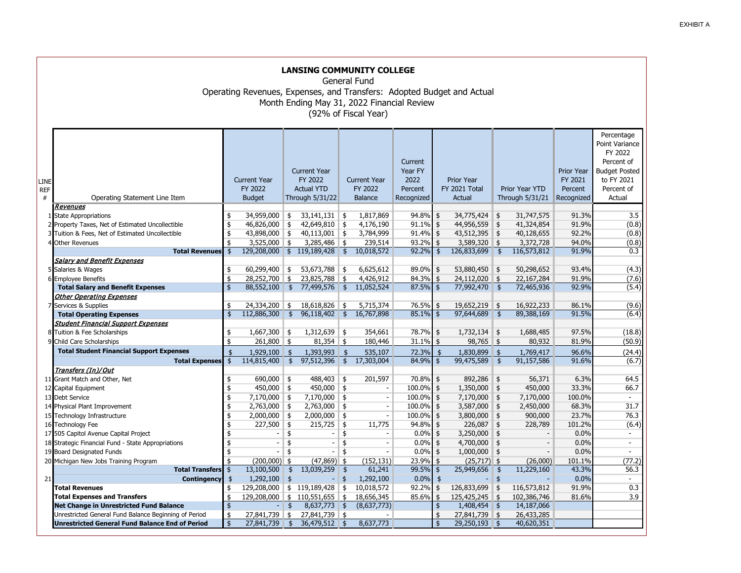EXHIBIT A

# LANSING COMMUNITY COLLEGE

General Fund

Operating Revenues, Expenses, and Transfers: Adopted Budget and Actual

Month Ending May 31, 2022 Financial Review

(92% of Fiscal Year)

| LINE REF # | Operating Statement Line Item | Current Year FY 2022 Budget | Current Year FY 2022 Actual YTD Through 5/31/22 | Current Year FY 2022 Balance | Current Year FY 2022 Percent Recognized | Prior Year FY 2021 Total Actual | Prior Year YTD Through 5/31/21 | Prior Year FY 2021 Percent Recognized | Percentage Point Variance FY 2022 Percent of Budget Posted to FY 2021 Percent of Actual |
|---|---|---|---|---|---|---|---|---|---|
| | ***Revenues*** | | | | | | | | |
| 1 | State Appropriations | $ 34,959,000 | $ 33,141,131 | $ 1,817,869 | 94.8% | $ 34,775,424 | $ 31,747,575 | 91.3% | 3.5 |
| 2 | Property Taxes, Net of Estimated Uncollectible | $ 46,826,000 | $ 42,649,810 | $ 4,176,190 | 91.1% | $ 44,956,559 | $ 41,324,854 | 91.9% | (0.8) |
| 3 | Tuition & Fees, Net of Estimated Uncollectible | $ 43,898,000 | $ 40,113,001 | $ 3,784,999 | 91.4% | $ 43,512,395 | $ 40,128,655 | 92.2% | (0.8) |
| 4 | Other Revenues | $ 3,525,000 | $ 3,285,486 | $ 239,514 | 93.2% | $ 3,589,320 | $ 3,372,728 | 94.0% | (0.8) |
| | **Total Revenues** | $ 129,208,000 | $ 119,189,428 | $ 10,018,572 | 92.2% | $ 126,833,699 | $ 116,573,812 | 91.9% | 0.3 |
| | ***Salary and Benefit Expenses*** | | | | | | | | |
| 5 | Salaries & Wages | $ 60,299,400 | $ 53,673,788 | $ 6,625,612 | 89.0% | $ 53,880,450 | $ 50,298,652 | 93.4% | (4.3) |
| 6 | Employee Benefits | $ 28,252,700 | $ 23,825,788 | $ 4,426,912 | 84.3% | $ 24,112,020 | $ 22,167,284 | 91.9% | (7.6) |
| | **Total Salary and Benefit Expenses** | $ 88,552,100 | $ 77,499,576 | $ 11,052,524 | 87.5% | $ 77,992,470 | $ 72,465,936 | 92.9% | (5.4) |
| | ***Other Operating Expenses*** | | | | | | | | |
| 7 | Services & Supplies | $ 24,334,200 | $ 18,618,826 | $ 5,715,374 | 76.5% | $ 19,652,219 | $ 16,922,233 | 86.1% | (9.6) |
| | **Total Operating Expenses** | $ 112,886,300 | $ 96,118,402 | $ 16,767,898 | 85.1% | $ 97,644,689 | $ 89,388,169 | 91.5% | (6.4) |
| | ***Student Financial Support Expenses*** | | | | | | | | |
| 8 | Tuition & Fee Scholarships | $ 1,667,300 | $ 1,312,639 | $ 354,661 | 78.7% | $ 1,732,134 | $ 1,688,485 | 97.5% | (18.8) |
| 9 | Child Care Scholarships | $ 261,800 | $ 81,354 | $ 180,446 | 31.1% | $ 98,765 | $ 80,932 | 81.9% | (50.9) |
| | **Total Student Financial Support Expenses** | $ 1,929,100 | $ 1,393,993 | $ 535,107 | 72.3% | $ 1,830,899 | $ 1,769,417 | 96.6% | (24.4) |
| | **Total Expenses** | $ 114,815,400 | $ 97,512,396 | $ 17,303,004 | 84.9% | $ 99,475,589 | $ 91,157,586 | 91.6% | (6.7) |
| | ***Transfers (In)/Out*** | | | | | | | | |
| 11 | Grant Match and Other, Net | $ 690,000 | $ 488,403 | $ 201,597 | 70.8% | $ 892,286 | $ 56,371 | 6.3% | 64.5 |
| 12 | Capital Equipment | $ 450,000 | $ 450,000 | $ - | 100.0% | $ 1,350,000 | $ 450,000 | 33.3% | 66.7 |
| 13 | Debt Service | $ 7,170,000 | $ 7,170,000 | $ - | 100.0% | $ 7,170,000 | $ 7,170,000 | 100.0% | - |
| 14 | Physical Plant Improvement | $ 2,763,000 | $ 2,763,000 | $ - | 100.0% | $ 3,587,000 | $ 2,450,000 | 68.3% | 31.7 |
| 15 | Technology Infrastructure | $ 2,000,000 | $ 2,000,000 | $ - | 100.0% | $ 3,800,000 | $ 900,000 | 23.7% | 76.3 |
| 16 | Technology Fee | $ 227,500 | $ 215,725 | $ 11,775 | 94.8% | $ 226,087 | $ 228,789 | 101.2% | (6.4) |
| 17 | 505 Capitol Avenue Capital Project | $ - | $ - | $ - | 0.0% | $ 3,250,000 | $ - | 0.0% | - |
| 18 | Strategic Financial Fund - State Appropriations | $ - | $ - | $ - | 0.0% | $ 4,700,000 | $ - | 0.0% | - |
| 19 | Board Designated Funds | $ - | $ - | $ - | 0.0% | $ 1,000,000 | $ - | 0.0% | - |
| 20 | Michigan New Jobs Training Program | $ (200,000) | $ (47,869) | $ (152,131) | 23.9% | $ (25,717) | $ (26,000) | 101.1% | (77.2) |
| | **Total Transfers** | $ 13,100,500 | $ 13,039,259 | $ 61,241 | 99.5% | $ 25,949,656 | $ 11,229,160 | 43.3% | 56.3 |
| 21 | **Contingency** | $ 1,292,100 | $ - | $ 1,292,100 | 0.0% | $ - | $ - | 0.0% | - |
| | **Total Revenues** | $ 129,208,000 | $ 119,189,428 | $ 10,018,572 | 92.2% | $ 126,833,699 | $ 116,573,812 | 91.9% | 0.3 |
| | **Total Expenses and Transfers** | $ 129,208,000 | $ 110,551,655 | $ 18,656,345 | 85.6% | $ 125,425,245 | $ 102,386,746 | 81.6% | 3.9 |
| | **Net Change in Unrestricted Fund Balance** | $ - | $ 8,637,773 | $ (8,637,773) | | $ 1,408,454 | $ 14,187,066 | | |
| | Unrestricted General Fund Balance Beginning of Period | $ 27,841,739 | $ 27,841,739 | $ - | | $ 27,841,739 | $ 26,433,285 | | |
| | **Unrestricted General Fund Balance End of Period** | $ 27,841,739 | $ 36,479,512 | $ 8,637,773 | | $ 29,250,193 | $ 40,620,351 | | |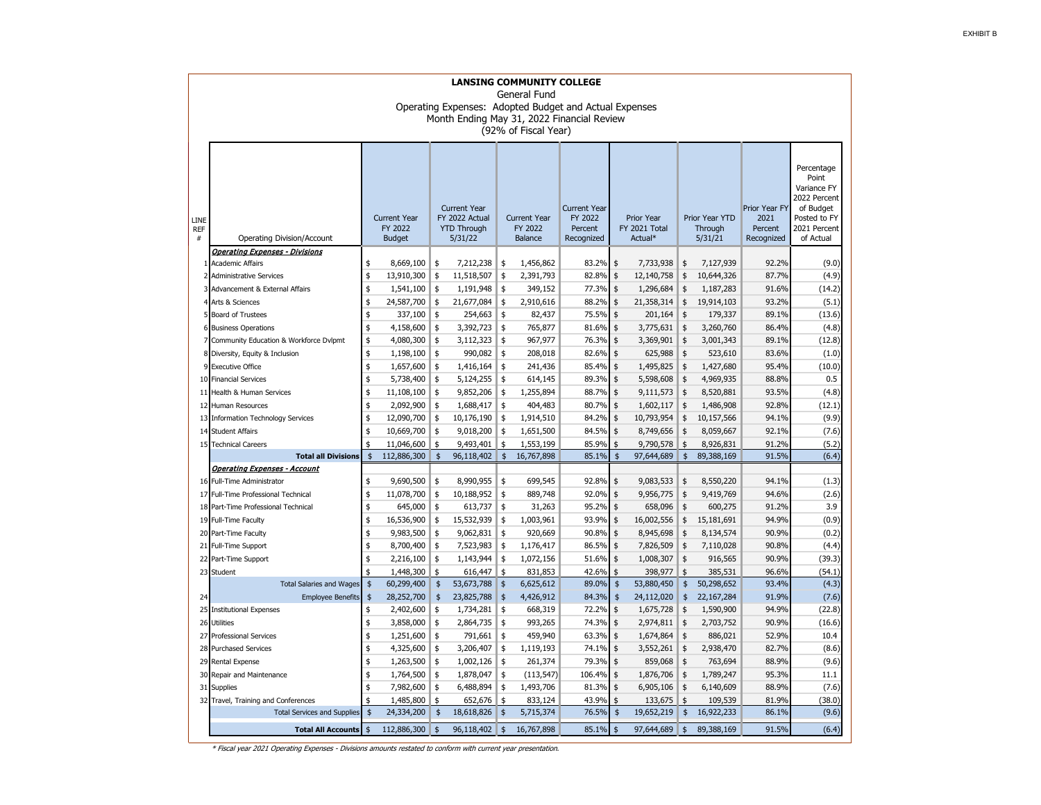EXHIBIT B

**LANSING COMMUNITY COLLEGE**
General Fund
Operating Expenses: Adopted Budget and Actual Expenses
Month Ending May 31, 2022 Financial Review
(92% of Fiscal Year)

| LINE REF # | Operating Division/Account | Current Year FY 2022 Budget | Current Year FY 2022 Actual YTD Through 5/31/22 | Current Year FY 2022 Balance | Current Year FY 2022 Percent Recognized | Prior Year FY 2021 Total Actual* | Prior Year YTD Through 5/31/21 | Prior Year FY 2021 Percent Recognized | Percentage Point Variance FY 2022 Percent of Budget Posted to FY 2021 Percent of Actual |
|---|---|---|---|---|---|---|---|---|---|
| | ***Operating Expenses - Divisions*** | | | | | | | | |
| 1 | Academic Affairs | $ 8,669,100 | $ 7,212,238 | $ 1,456,862 | 83.2% | $ 7,733,938 | $ 7,127,939 | 92.2% | (9.0) |
| 2 | Administrative Services | $ 13,910,300 | $ 11,518,507 | $ 2,391,793 | 82.8% | $ 12,140,758 | $ 10,644,326 | 87.7% | (4.9) |
| 3 | Advancement & External Affairs | $ 1,541,100 | $ 1,191,948 | $ 349,152 | 77.3% | $ 1,296,684 | $ 1,187,283 | 91.6% | (14.2) |
| 4 | Arts & Sciences | $ 24,587,700 | $ 21,677,084 | $ 2,910,616 | 88.2% | $ 21,358,314 | $ 19,914,103 | 93.2% | (5.1) |
| 5 | Board of Trustees | $ 337,100 | $ 254,663 | $ 82,437 | 75.5% | $ 201,164 | $ 179,337 | 89.1% | (13.6) |
| 6 | Business Operations | $ 4,158,600 | $ 3,392,723 | $ 765,877 | 81.6% | $ 3,775,631 | $ 3,260,760 | 86.4% | (4.8) |
| 7 | Community Education & Workforce Dvlpmt | $ 4,080,300 | $ 3,112,323 | $ 967,977 | 76.3% | $ 3,369,901 | $ 3,001,343 | 89.1% | (12.8) |
| 8 | Diversity, Equity & Inclusion | $ 1,198,100 | $ 990,082 | $ 208,018 | 82.6% | $ 625,988 | $ 523,610 | 83.6% | (1.0) |
| 9 | Executive Office | $ 1,657,600 | $ 1,416,164 | $ 241,436 | 85.4% | $ 1,495,825 | $ 1,427,680 | 95.4% | (10.0) |
| 10 | Financial Services | $ 5,738,400 | $ 5,124,255 | $ 614,145 | 89.3% | $ 5,598,608 | $ 4,969,935 | 88.8% | 0.5 |
| 11 | Health & Human Services | $ 11,108,100 | $ 9,852,206 | $ 1,255,894 | 88.7% | $ 9,111,573 | $ 8,520,881 | 93.5% | (4.8) |
| 12 | Human Resources | $ 2,092,900 | $ 1,688,417 | $ 404,483 | 80.7% | $ 1,602,117 | $ 1,486,908 | 92.8% | (12.1) |
| 13 | Information Technology Services | $ 12,090,700 | $ 10,176,190 | $ 1,914,510 | 84.2% | $ 10,793,954 | $ 10,157,566 | 94.1% | (9.9) |
| 14 | Student Affairs | $ 10,669,700 | $ 9,018,200 | $ 1,651,500 | 84.5% | $ 8,749,656 | $ 8,059,667 | 92.1% | (7.6) |
| 15 | Technical Careers | $ 11,046,600 | $ 9,493,401 | $ 1,553,199 | 85.9% | $ 9,790,578 | $ 8,926,831 | 91.2% | (5.2) |
| | **Total all Divisions** | $ 112,886,300 | $ 96,118,402 | $ 16,767,898 | 85.1% | $ 97,644,689 | $ 89,388,169 | 91.5% | (6.4) |
| | ***Operating Expenses - Account*** | | | | | | | | |
| 16 | Full-Time Administrator | $ 9,690,500 | $ 8,990,955 | $ 699,545 | 92.8% | $ 9,083,533 | $ 8,550,220 | 94.1% | (1.3) |
| 17 | Full-Time Professional Technical | $ 11,078,700 | $ 10,188,952 | $ 889,748 | 92.0% | $ 9,956,775 | $ 9,419,769 | 94.6% | (2.6) |
| 18 | Part-Time Professional Technical | $ 645,000 | $ 613,737 | $ 31,263 | 95.2% | $ 658,096 | $ 600,275 | 91.2% | 3.9 |
| 19 | Full-Time Faculty | $ 16,536,900 | $ 15,532,939 | $ 1,003,961 | 93.9% | $ 16,002,556 | $ 15,181,691 | 94.9% | (0.9) |
| 20 | Part-Time Faculty | $ 9,983,500 | $ 9,062,831 | $ 920,669 | 90.8% | $ 8,945,698 | $ 8,134,574 | 90.9% | (0.2) |
| 21 | Full-Time Support | $ 8,700,400 | $ 7,523,983 | $ 1,176,417 | 86.5% | $ 7,826,509 | $ 7,110,028 | 90.8% | (4.4) |
| 22 | Part-Time Support | $ 2,216,100 | $ 1,143,944 | $ 1,072,156 | 51.6% | $ 1,008,307 | $ 916,565 | 90.9% | (39.3) |
| 23 | Student | $ 1,448,300 | $ 616,447 | $ 831,853 | 42.6% | $ 398,977 | $ 385,531 | 96.6% | (54.1) |
| | Total Salaries and Wages | $ 60,299,400 | $ 53,673,788 | $ 6,625,612 | 89.0% | $ 53,880,450 | $ 50,298,652 | 93.4% | (4.3) |
| 24 | Employee Benefits | $ 28,252,700 | $ 23,825,788 | $ 4,426,912 | 84.3% | $ 24,112,020 | $ 22,167,284 | 91.9% | (7.6) |
| 25 | Institutional Expenses | $ 2,402,600 | $ 1,734,281 | $ 668,319 | 72.2% | $ 1,675,728 | $ 1,590,900 | 94.9% | (22.8) |
| 26 | Utilities | $ 3,858,000 | $ 2,864,735 | $ 993,265 | 74.3% | $ 2,974,811 | $ 2,703,752 | 90.9% | (16.6) |
| 27 | Professional Services | $ 1,251,600 | $ 791,661 | $ 459,940 | 63.3% | $ 1,674,864 | $ 886,021 | 52.9% | 10.4 |
| 28 | Purchased Services | $ 4,325,600 | $ 3,206,407 | $ 1,119,193 | 74.1% | $ 3,552,261 | $ 2,938,470 | 82.7% | (8.6) |
| 29 | Rental Expense | $ 1,263,500 | $ 1,002,126 | $ 261,374 | 79.3% | $ 859,068 | $ 763,694 | 88.9% | (9.6) |
| 30 | Repair and Maintenance | $ 1,764,500 | $ 1,878,047 | $ (113,547) | 106.4% | $ 1,876,706 | $ 1,789,247 | 95.3% | 11.1 |
| 31 | Supplies | $ 7,982,600 | $ 6,488,894 | $ 1,493,706 | 81.3% | $ 6,905,106 | $ 6,140,609 | 88.9% | (7.6) |
| 32 | Travel, Training and Conferences | $ 1,485,800 | $ 652,676 | $ 833,124 | 43.9% | $ 133,675 | $ 109,539 | 81.9% | (38.0) |
| | Total Services and Supplies | $ 24,334,200 | $ 18,618,826 | $ 5,715,374 | 76.5% | $ 19,652,219 | $ 16,922,233 | 86.1% | (9.6) |
| | **Total All Accounts** | $ 112,886,300 | $ 96,118,402 | $ 16,767,898 | 85.1% | $ 97,644,689 | $ 89,388,169 | 91.5% | (6.4) |

*\* Fiscal year 2021 Operating Expenses - Divisions amounts restated to conform with current year presentation.*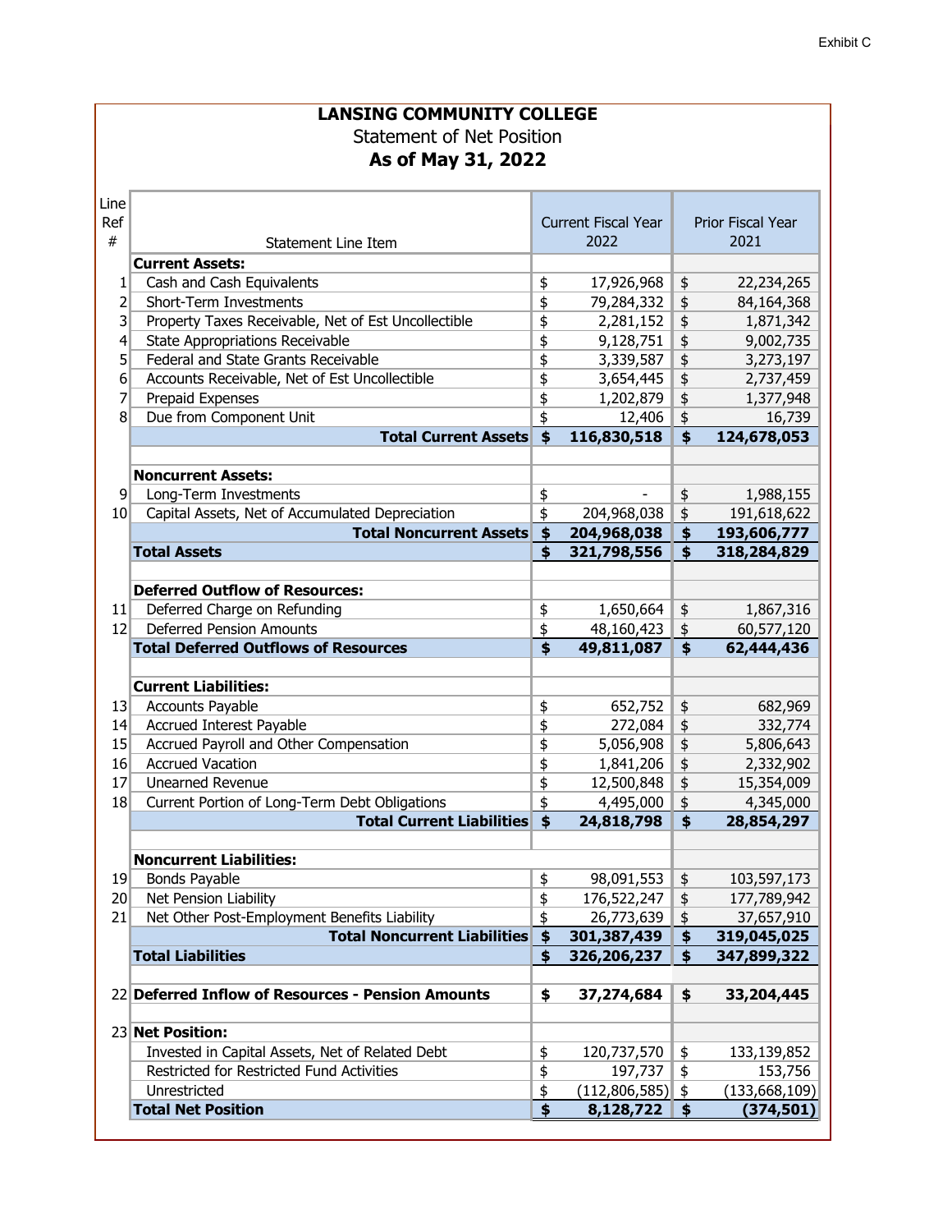Exhibit C

# LANSING COMMUNITY COLLEGE

## Statement of Net Position

### As of May 31, 2022

| Line Ref # | Statement Line Item | Current Fiscal Year 2022 | Prior Fiscal Year 2021 |
|---|---|---|---|
| | **Current Assets:** | | |
| 1 | Cash and Cash Equivalents | $ 17,926,968 | $ 22,234,265 |
| 2 | Short-Term Investments | $ 79,284,332 | $ 84,164,368 |
| 3 | Property Taxes Receivable, Net of Est Uncollectible | $ 2,281,152 | $ 1,871,342 |
| 4 | State Appropriations Receivable | $ 9,128,751 | $ 9,002,735 |
| 5 | Federal and State Grants Receivable | $ 3,339,587 | $ 3,273,197 |
| 6 | Accounts Receivable, Net of Est Uncollectible | $ 3,654,445 | $ 2,737,459 |
| 7 | Prepaid Expenses | $ 1,202,879 | $ 1,377,948 |
| 8 | Due from Component Unit | $ 12,406 | $ 16,739 |
| | **Total Current Assets** | **$ 116,830,518** | **$ 124,678,053** |
| | | | |
| | **Noncurrent Assets:** | | |
| 9 | Long-Term Investments | $ - | $ 1,988,155 |
| 10 | Capital Assets, Net of Accumulated Depreciation | $ 204,968,038 | $ 191,618,622 |
| | **Total Noncurrent Assets** | **$ 204,968,038** | **$ 193,606,777** |
| | **Total Assets** | **$ 321,798,556** | **$ 318,284,829** |
| | | | |
| | **Deferred Outflow of Resources:** | | |
| 11 | Deferred Charge on Refunding | $ 1,650,664 | $ 1,867,316 |
| 12 | Deferred Pension Amounts | $ 48,160,423 | $ 60,577,120 |
| | **Total Deferred Outflows of Resources** | **$ 49,811,087** | **$ 62,444,436** |
| | | | |
| | **Current Liabilities:** | | |
| 13 | Accounts Payable | $ 652,752 | $ 682,969 |
| 14 | Accrued Interest Payable | $ 272,084 | $ 332,774 |
| 15 | Accrued Payroll and Other Compensation | $ 5,056,908 | $ 5,806,643 |
| 16 | Accrued Vacation | $ 1,841,206 | $ 2,332,902 |
| 17 | Unearned Revenue | $ 12,500,848 | $ 15,354,009 |
| 18 | Current Portion of Long-Term Debt Obligations | $ 4,495,000 | $ 4,345,000 |
| | **Total Current Liabilities** | **$ 24,818,798** | **$ 28,854,297** |
| | | | |
| | **Noncurrent Liabilities:** | | |
| 19 | Bonds Payable | $ 98,091,553 | $ 103,597,173 |
| 20 | Net Pension Liability | $ 176,522,247 | $ 177,789,942 |
| 21 | Net Other Post-Employment Benefits Liability | $ 26,773,639 | $ 37,657,910 |
| | **Total Noncurrent Liabilities** | **$ 301,387,439** | **$ 319,045,025** |
| | **Total Liabilities** | **$ 326,206,237** | **$ 347,899,322** |
| | | | |
| 22 | **Deferred Inflow of Resources - Pension Amounts** | **$ 37,274,684** | **$ 33,204,445** |
| | | | |
| 23 | **Net Position:** | | |
| | Invested in Capital Assets, Net of Related Debt | $ 120,737,570 | $ 133,139,852 |
| | Restricted for Restricted Fund Activities | $ 197,737 | $ 153,756 |
| | Unrestricted | $ (112,806,585) | $ (133,668,109) |
| | **Total Net Position** | **$ 8,128,722** | **$ (374,501)** |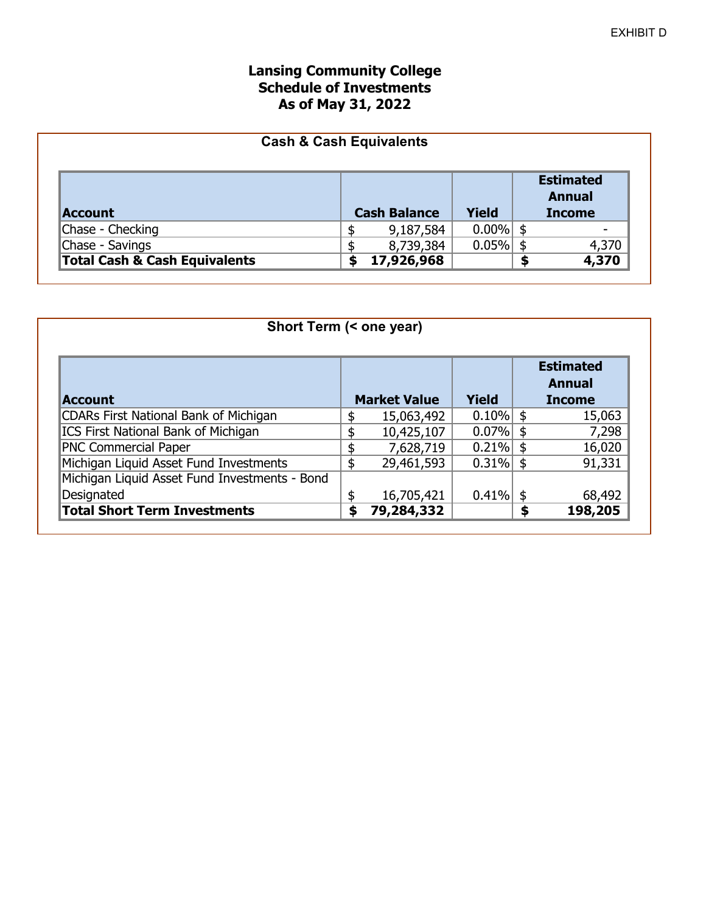EXHIBIT D

# Lansing Community College
## Schedule of Investments
### As of May 31, 2022

**Cash & Cash Equivalents**

| Account | Cash Balance | Yield | Estimated Annual Income |
|---|---|---|---|
| Chase - Checking | $ 9,187,584 | 0.00% | $ - |
| Chase - Savings | $ 8,739,384 | 0.05% | $ 4,370 |
| **Total Cash & Cash Equivalents** | **$ 17,926,968** | | **$ 4,370** |

**Short Term (< one year)**

| Account | Market Value | Yield | Estimated Annual Income |
|---|---|---|---|
| CDARs First National Bank of Michigan | $ 15,063,492 | 0.10% | $ 15,063 |
| ICS First National Bank of Michigan | $ 10,425,107 | 0.07% | $ 7,298 |
| PNC Commercial Paper | $ 7,628,719 | 0.21% | $ 16,020 |
| Michigan Liquid Asset Fund Investments | $ 29,461,593 | 0.31% | $ 91,331 |
| Michigan Liquid Asset Fund Investments - Bond Designated | $ 16,705,421 | 0.41% | $ 68,492 |
| **Total Short Term Investments** | **$ 79,284,332** | | **$ 198,205** |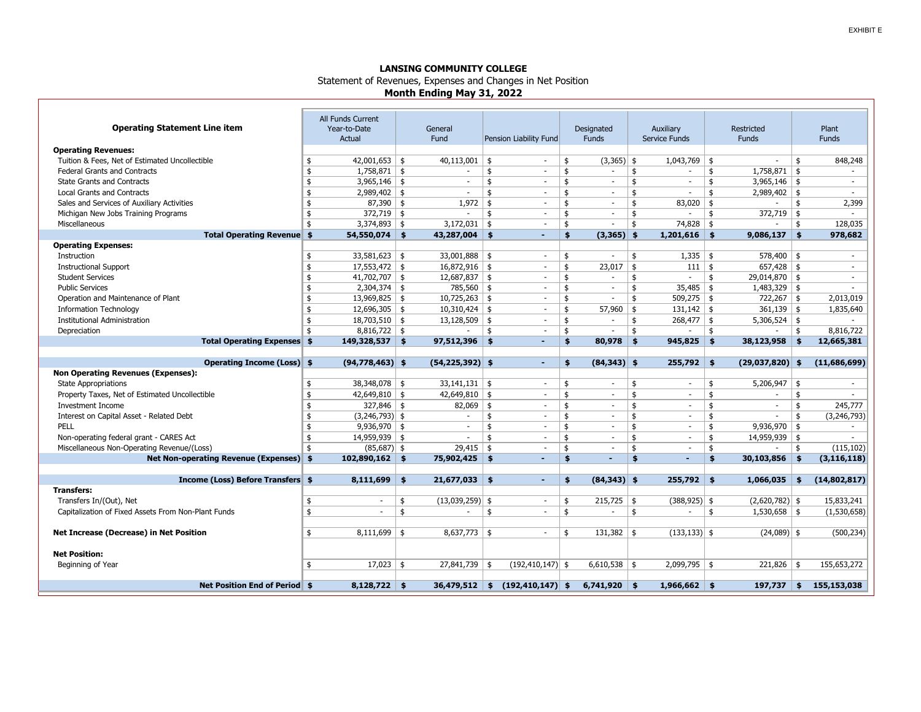EXHIBIT E

# LANSING COMMUNITY COLLEGE

Statement of Revenues, Expenses and Changes in Net Position

**Month Ending May 31, 2022**

| Operating Statement Line item | All Funds Current Year-to-Date Actual | General Fund | Pension Liability Fund | Designated Funds | Auxiliary Service Funds | Restricted Funds | Plant Funds |
|---|---|---|---|---|---|---|---|
| **Operating Revenues:** | | | | | | | |
| Tuition & Fees, Net of Estimated Uncollectible | $ 42,001,653 | $ 40,113,001 | $ - | $ (3,365) | $ 1,043,769 | $ - | $ 848,248 |
| Federal Grants and Contracts | $ 1,758,871 | $ - | $ - | $ - | $ - | $ 1,758,871 | $ - |
| State Grants and Contracts | $ 3,965,146 | $ - | $ - | $ - | $ - | $ 3,965,146 | $ - |
| Local Grants and Contracts | $ 2,989,402 | $ - | $ - | $ - | $ - | $ 2,989,402 | $ - |
| Sales and Services of Auxiliary Activities | $ 87,390 | $ 1,972 | $ - | $ - | $ 83,020 | $ - | $ 2,399 |
| Michigan New Jobs Training Programs | $ 372,719 | $ - | $ - | $ - | $ - | $ 372,719 | $ - |
| Miscellaneous | $ 3,374,893 | $ 3,172,031 | $ - | $ - | $ 74,828 | $ - | $ 128,035 |
| **Total Operating Revenue** | **$ 54,550,074** | **$ 43,287,004** | **$ -** | **$ (3,365)** | **$ 1,201,616** | **$ 9,086,137** | **$ 978,682** |
| **Operating Expenses:** | | | | | | | |
| Instruction | $ 33,581,623 | $ 33,001,888 | $ - | $ - | $ 1,335 | $ 578,400 | $ - |
| Instructional Support | $ 17,553,472 | $ 16,872,916 | $ - | $ 23,017 | $ 111 | $ 657,428 | $ - |
| Student Services | $ 41,702,707 | $ 12,687,837 | $ - | $ - | $ - | $ 29,014,870 | $ - |
| Public Services | $ 2,304,374 | $ 785,560 | $ - | $ - | $ 35,485 | $ 1,483,329 | $ - |
| Operation and Maintenance of Plant | $ 13,969,825 | $ 10,725,263 | $ - | $ - | $ 509,275 | $ 722,267 | $ 2,013,019 |
| Information Technology | $ 12,696,305 | $ 10,310,424 | $ - | $ 57,960 | $ 131,142 | $ 361,139 | $ 1,835,640 |
| Institutional Administration | $ 18,703,510 | $ 13,128,509 | $ - | $ - | $ 268,477 | $ 5,306,524 | $ - |
| Depreciation | $ 8,816,722 | $ - | $ - | $ - | $ - | $ - | $ 8,816,722 |
| **Total Operating Expenses** | **$ 149,328,537** | **$ 97,512,396** | **$ -** | **$ 80,978** | **$ 945,825** | **$ 38,123,958** | **$ 12,665,381** |
| | | | | | | | |
| **Operating Income (Loss)** | **$ (94,778,463)** | **$ (54,225,392)** | **$ -** | **$ (84,343)** | **$ 255,792** | **$ (29,037,820)** | **$ (11,686,699)** |
| **Non Operating Revenues (Expenses):** | | | | | | | |
| State Appropriations | $ 38,348,078 | $ 33,141,131 | $ - | $ - | $ - | $ 5,206,947 | $ - |
| Property Taxes, Net of Estimated Uncollectible | $ 42,649,810 | $ 42,649,810 | $ - | $ - | $ - | $ - | $ - |
| Investment Income | $ 327,846 | $ 82,069 | $ - | $ - | $ - | $ - | $ 245,777 |
| Interest on Capital Asset - Related Debt | $ (3,246,793) | $ - | $ - | $ - | $ - | $ - | $ (3,246,793) |
| PELL | $ 9,936,970 | $ - | $ - | $ - | $ - | $ 9,936,970 | $ - |
| Non-operating federal grant - CARES Act | $ 14,959,939 | $ - | $ - | $ - | $ - | $ 14,959,939 | $ - |
| Miscellaneous Non-Operating Revenue/(Loss) | $ (85,687) | $ 29,415 | $ - | $ - | $ - | $ - | $ (115,102) |
| **Net Non-operating Revenue (Expenses)** | **$ 102,890,162** | **$ 75,902,425** | **$ -** | **$ -** | **$ -** | **$ 30,103,856** | **$ (3,116,118)** |
| | | | | | | | |
| **Income (Loss) Before Transfers** | **$ 8,111,699** | **$ 21,677,033** | **$ -** | **$ (84,343)** | **$ 255,792** | **$ 1,066,035** | **$ (14,802,817)** |
| **Transfers:** | | | | | | | |
| Transfers In/(Out), Net | $ - | $ (13,039,259) | $ - | $ 215,725 | $ (388,925) | $ (2,620,782) | $ 15,833,241 |
| Capitalization of Fixed Assets From Non-Plant Funds | $ - | $ - | $ - | $ - | $ - | $ 1,530,658 | $ (1,530,658) |
| | | | | | | | |
| **Net Increase (Decrease) in Net Position** | $ 8,111,699 | $ 8,637,773 | $ - | $ 131,382 | $ (133,133) | $ (24,089) | $ (500,234) |
| | | | | | | | |
| **Net Position:** | | | | | | | |
| Beginning of Year | $ 17,023 | $ 27,841,739 | $ (192,410,147) | $ 6,610,538 | $ 2,099,795 | $ 221,826 | $ 155,653,272 |
| | | | | | | | |
| **Net Position End of Period** | **$ 8,128,722** | **$ 36,479,512** | **$ (192,410,147)** | **$ 6,741,920** | **$ 1,966,662** | **$ 197,737** | **$ 155,153,038** |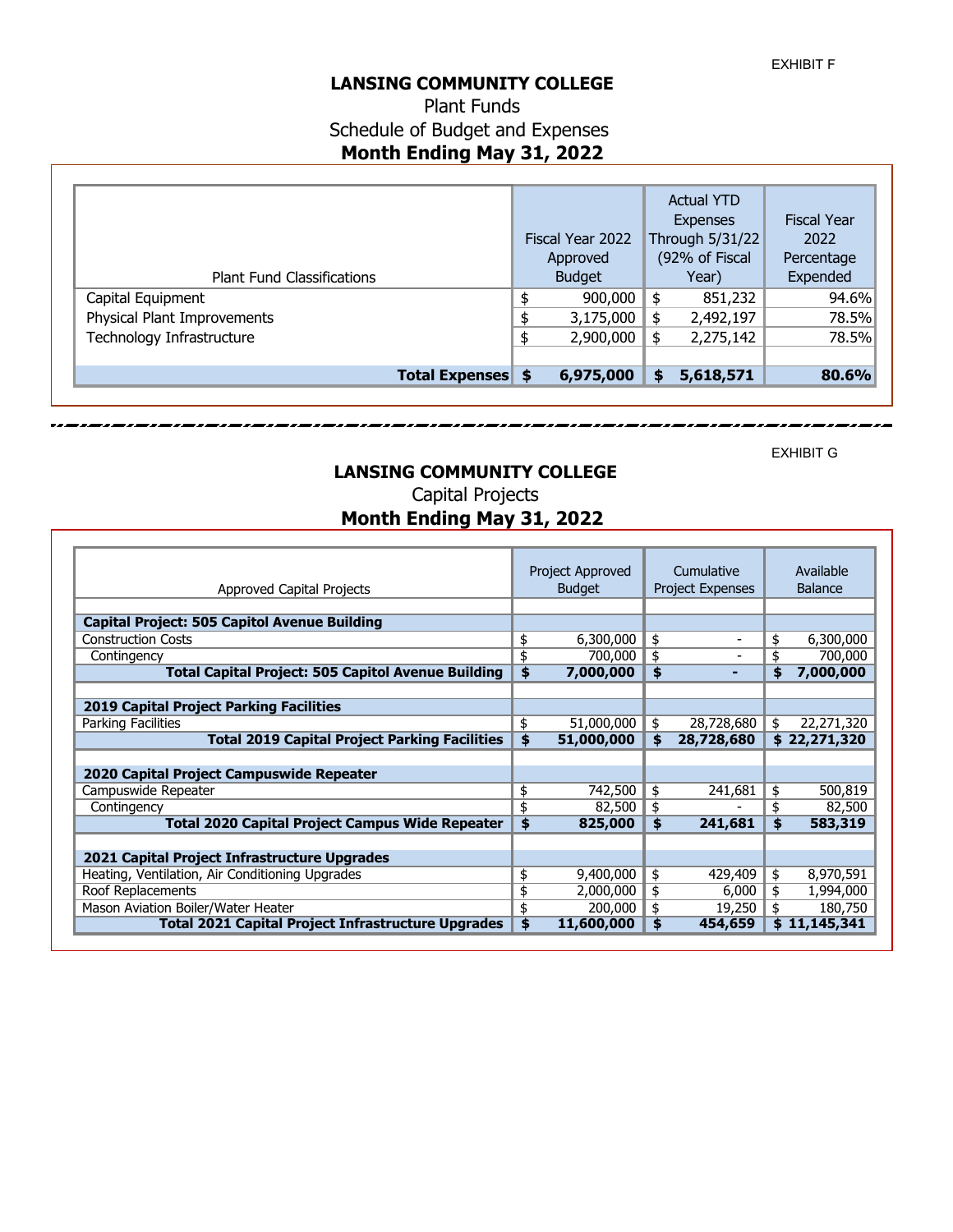EXHIBIT F

# LANSING COMMUNITY COLLEGE

## Plant Funds
## Schedule of Budget and Expenses
## Month Ending May 31, 2022

| Plant Fund Classifications | Fiscal Year 2022 Approved Budget | Actual YTD Expenses Through 5/31/22 (92% of Fiscal Year) | Fiscal Year 2022 Percentage Expended |
|---|---|---|---|
| Capital Equipment | $ 900,000 | $ 851,232 | 94.6% |
| Physical Plant Improvements | $ 3,175,000 | $ 2,492,197 | 78.5% |
| Technology Infrastructure | $ 2,900,000 | $ 2,275,142 | 78.5% |
| | | | |
| **Total Expenses** | **$ 6,975,000** | **$ 5,618,571** | **80.6%** |

EXHIBIT G

# LANSING COMMUNITY COLLEGE

## Capital Projects
## Month Ending May 31, 2022

| Approved Capital Projects | Project Approved Budget | Cumulative Project Expenses | Available Balance |
|---|---|---|---|
| | | | |
| **Capital Project: 505 Capitol Avenue Building** | | | |
| Construction Costs | $ 6,300,000 | $ - | $ 6,300,000 |
| Contingency | $ 700,000 | $ - | $ 700,000 |
| **Total Capital Project: 505 Capitol Avenue Building** | **$ 7,000,000** | **$ -** | **$ 7,000,000** |
| | | | |
| **2019 Capital Project Parking Facilities** | | | |
| Parking Facilities | $ 51,000,000 | $ 28,728,680 | $ 22,271,320 |
| **Total 2019 Capital Project Parking Facilities** | **$ 51,000,000** | **$ 28,728,680** | **$ 22,271,320** |
| | | | |
| **2020 Capital Project Campuswide Repeater** | | | |
| Campuswide Repeater | $ 742,500 | $ 241,681 | $ 500,819 |
| Contingency | $ 82,500 | $ - | $ 82,500 |
| **Total 2020 Capital Project Campus Wide Repeater** | **$ 825,000** | **$ 241,681** | **$ 583,319** |
| | | | |
| **2021 Capital Project Infrastructure Upgrades** | | | |
| Heating, Ventilation, Air Conditioning Upgrades | $ 9,400,000 | $ 429,409 | $ 8,970,591 |
| Roof Replacements | $ 2,000,000 | $ 6,000 | $ 1,994,000 |
| Mason Aviation Boiler/Water Heater | $ 200,000 | $ 19,250 | $ 180,750 |
| **Total 2021 Capital Project Infrastructure Upgrades** | **$ 11,600,000** | **$ 454,659** | **$ 11,145,341** |